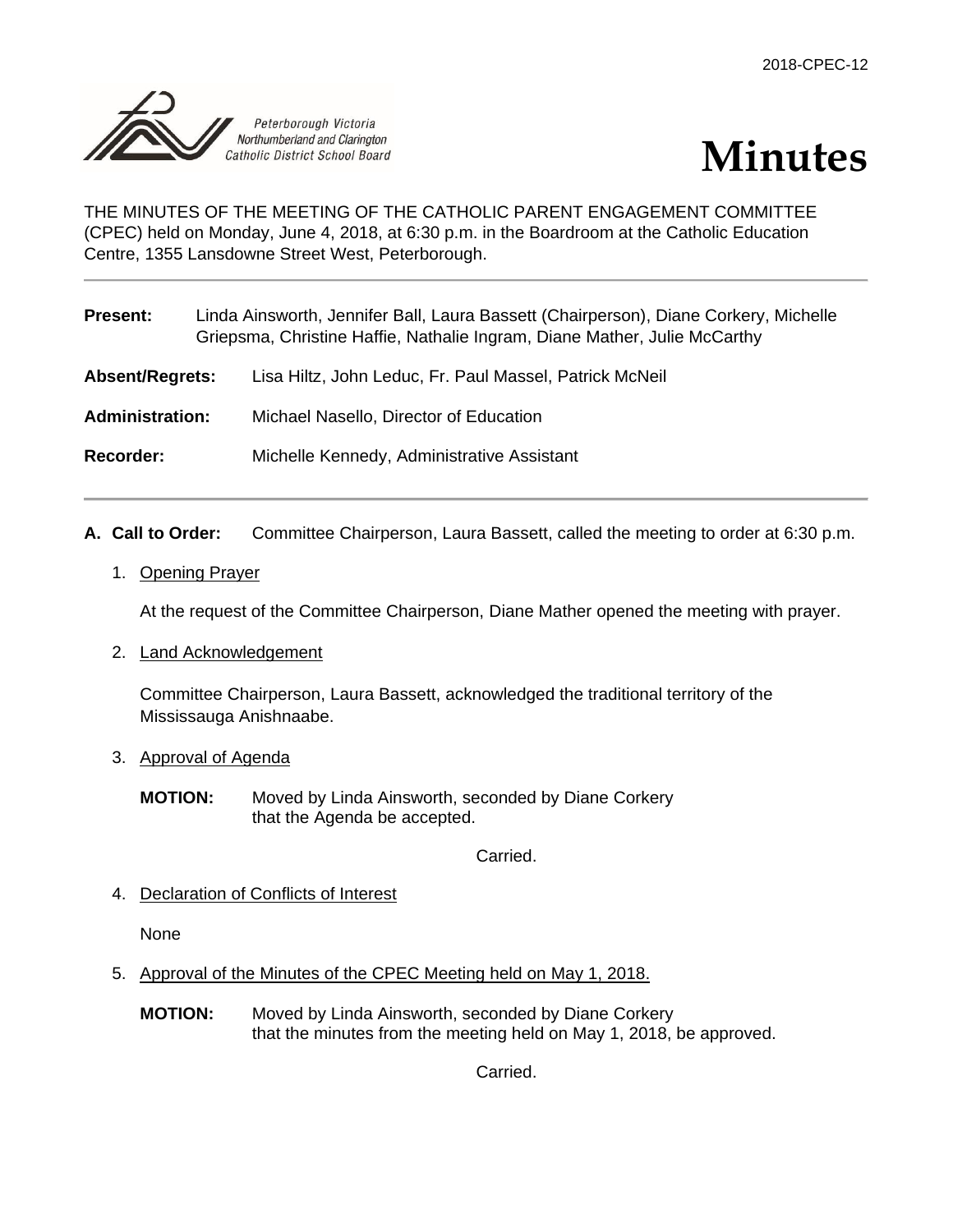2018-CPEC-12

Peterborough Victoria Northumberland and Clarington Catholic District School Board

# Minutes

THE MINUTES OF THE MEETING OF THE CATHOLIC PARENT ENGAGEMENT COMMITTEE (CPEC) held on Monday, June 4, 2018, at 6:30 p.m. in the Boardroom at the Catholic Education Centre, 1355 Lansdowne Street West, Peterborough.

---

**Present:** Linda Ainsworth, Jennifer Ball, Laura Bassett (Chairperson), Diane Corkery, Michelle Griepsma, Christine Haffie, Nathalie Ingram, Diane Mather, Julie McCarthy

**Absent/Regrets:** Lisa Hiltz, John Leduc, Fr. Paul Massel, Patrick McNeil

**Administration:** Michael Nasello, Director of Education

**Recorder:** Michelle Kennedy, Administrative Assistant

---

**A. Call to Order:** Committee Chairperson, Laura Bassett, called the meeting to order at 6:30 p.m.

1. Opening Prayer

   At the request of the Committee Chairperson, Diane Mather opened the meeting with prayer.

2. Land Acknowledgement

   Committee Chairperson, Laura Bassett, acknowledged the traditional territory of the Mississauga Anishnaabe.

3. Approval of Agenda

   **MOTION:** Moved by Linda Ainsworth, seconded by Diane Corkery that the Agenda be accepted.

   Carried.

4. Declaration of Conflicts of Interest

   None

5. Approval of the Minutes of the CPEC Meeting held on May 1, 2018.

   **MOTION:** Moved by Linda Ainsworth, seconded by Diane Corkery that the minutes from the meeting held on May 1, 2018, be approved.

   Carried.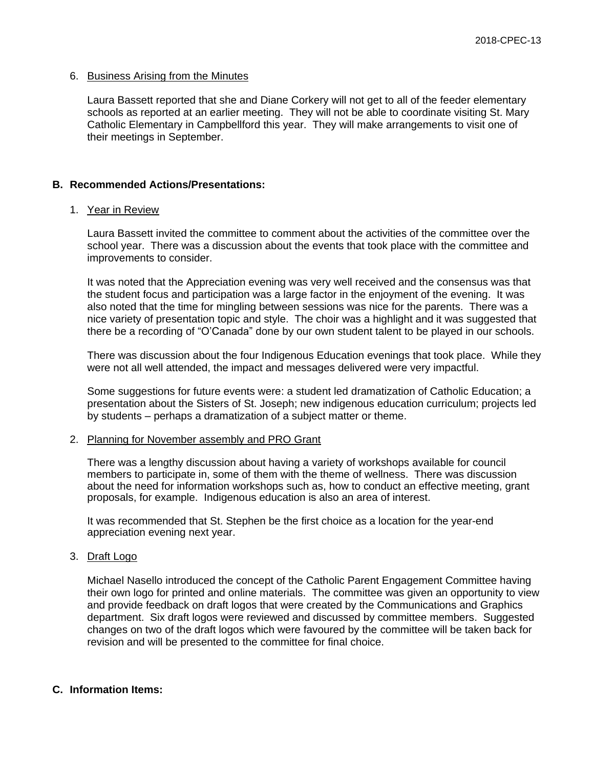6. Business Arising from the Minutes

   Laura Bassett reported that she and Diane Corkery will not get to all of the feeder elementary schools as reported at an earlier meeting. They will not be able to coordinate visiting St. Mary Catholic Elementary in Campbellford this year. They will make arrangements to visit one of their meetings in September.

## B. Recommended Actions/Presentations:

1. Year in Review

   Laura Bassett invited the committee to comment about the activities of the committee over the school year. There was a discussion about the events that took place with the committee and improvements to consider.

   It was noted that the Appreciation evening was very well received and the consensus was that the student focus and participation was a large factor in the enjoyment of the evening. It was also noted that the time for mingling between sessions was nice for the parents. There was a nice variety of presentation topic and style. The choir was a highlight and it was suggested that there be a recording of "O'Canada" done by our own student talent to be played in our schools.

   There was discussion about the four Indigenous Education evenings that took place. While they were not all well attended, the impact and messages delivered were very impactful.

   Some suggestions for future events were: a student led dramatization of Catholic Education; a presentation about the Sisters of St. Joseph; new indigenous education curriculum; projects led by students – perhaps a dramatization of a subject matter or theme.

2. Planning for November assembly and PRO Grant

   There was a lengthy discussion about having a variety of workshops available for council members to participate in, some of them with the theme of wellness. There was discussion about the need for information workshops such as, how to conduct an effective meeting, grant proposals, for example. Indigenous education is also an area of interest.

   It was recommended that St. Stephen be the first choice as a location for the year-end appreciation evening next year.

3. Draft Logo

   Michael Nasello introduced the concept of the Catholic Parent Engagement Committee having their own logo for printed and online materials. The committee was given an opportunity to view and provide feedback on draft logos that were created by the Communications and Graphics department. Six draft logos were reviewed and discussed by committee members. Suggested changes on two of the draft logos which were favoured by the committee will be taken back for revision and will be presented to the committee for final choice.

## C. Information Items: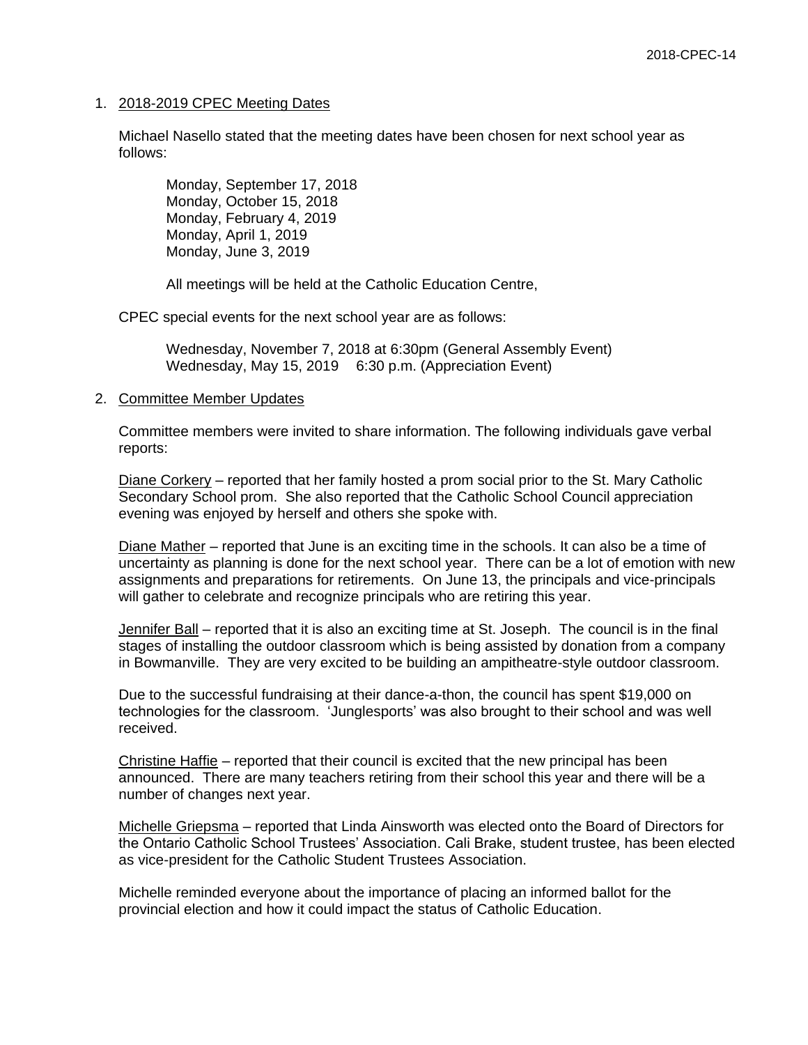1. <u>2018-2019 CPEC Meeting Dates</u>

   Michael Nasello stated that the meeting dates have been chosen for next school year as follows:

   > Monday, September 17, 2018
   > Monday, October 15, 2018
   > Monday, February 4, 2019
   > Monday, April 1, 2019
   > Monday, June 3, 2019
   >
   > All meetings will be held at the Catholic Education Centre,

   CPEC special events for the next school year are as follows:

   > Wednesday, November 7, 2018 at 6:30pm (General Assembly Event)
   > Wednesday, May 15, 2019 6:30 p.m. (Appreciation Event)

2. <u>Committee Member Updates</u>

   Committee members were invited to share information. The following individuals gave verbal reports:

   <u>Diane Corkery</u> – reported that her family hosted a prom social prior to the St. Mary Catholic Secondary School prom. She also reported that the Catholic School Council appreciation evening was enjoyed by herself and others she spoke with.

   <u>Diane Mather</u> – reported that June is an exciting time in the schools. It can also be a time of uncertainty as planning is done for the next school year. There can be a lot of emotion with new assignments and preparations for retirements. On June 13, the principals and vice-principals will gather to celebrate and recognize principals who are retiring this year.

   <u>Jennifer Ball</u> – reported that it is also an exciting time at St. Joseph. The council is in the final stages of installing the outdoor classroom which is being assisted by donation from a company in Bowmanville. They are very excited to be building an ampitheatre-style outdoor classroom.

   Due to the successful fundraising at their dance-a-thon, the council has spent $19,000 on technologies for the classroom. 'Junglesports' was also brought to their school and was well received.

   <u>Christine Haffie</u> – reported that their council is excited that the new principal has been announced. There are many teachers retiring from their school this year and there will be a number of changes next year.

   <u>Michelle Griepsma</u> – reported that Linda Ainsworth was elected onto the Board of Directors for the Ontario Catholic School Trustees' Association. Cali Brake, student trustee, has been elected as vice-president for the Catholic Student Trustees Association.

   Michelle reminded everyone about the importance of placing an informed ballot for the provincial election and how it could impact the status of Catholic Education.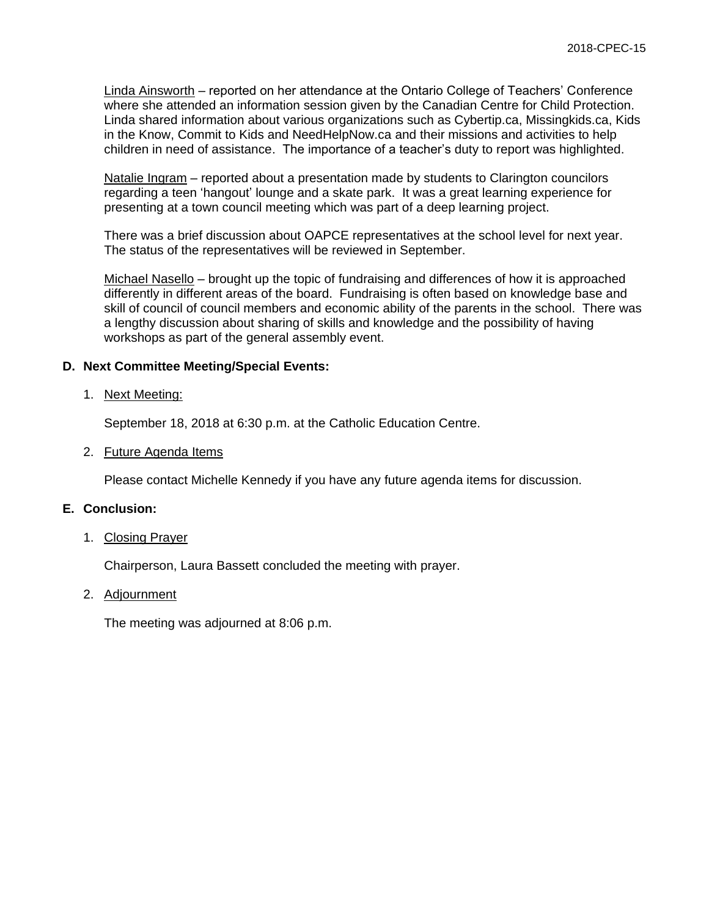Linda Ainsworth – reported on her attendance at the Ontario College of Teachers' Conference where she attended an information session given by the Canadian Centre for Child Protection. Linda shared information about various organizations such as Cybertip.ca, Missingkids.ca, Kids in the Know, Commit to Kids and NeedHelpNow.ca and their missions and activities to help children in need of assistance. The importance of a teacher's duty to report was highlighted.

Natalie Ingram – reported about a presentation made by students to Clarington councilors regarding a teen 'hangout' lounge and a skate park. It was a great learning experience for presenting at a town council meeting which was part of a deep learning project.

There was a brief discussion about OAPCE representatives at the school level for next year. The status of the representatives will be reviewed in September.

Michael Nasello – brought up the topic of fundraising and differences of how it is approached differently in different areas of the board. Fundraising is often based on knowledge base and skill of council of council members and economic ability of the parents in the school. There was a lengthy discussion about sharing of skills and knowledge and the possibility of having workshops as part of the general assembly event.

### D. Next Committee Meeting/Special Events:

1. Next Meeting:

   September 18, 2018 at 6:30 p.m. at the Catholic Education Centre.

2. Future Agenda Items

   Please contact Michelle Kennedy if you have any future agenda items for discussion.

### E. Conclusion:

1. Closing Prayer

   Chairperson, Laura Bassett concluded the meeting with prayer.

2. Adjournment

   The meeting was adjourned at 8:06 p.m.